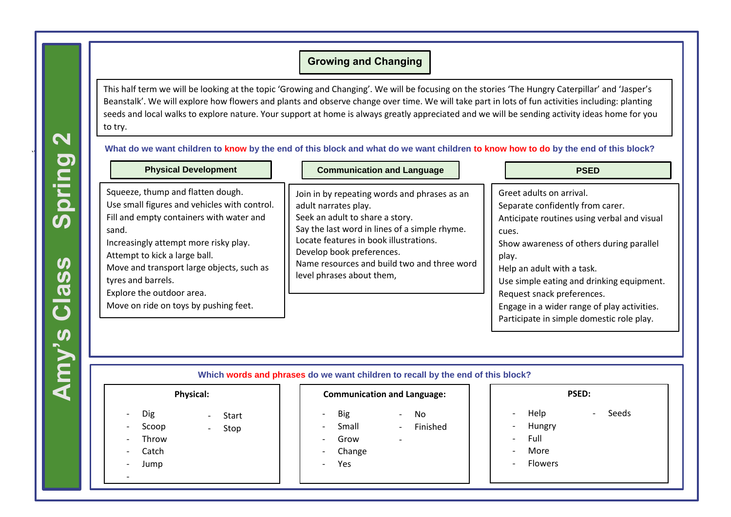# Amy's Class Spring 2

## Growing and Changing

This half term we will be looking at the topic 'Growing and Changing'. We will be focusing on the stories 'The Hungry Caterpillar' and 'Jasper's Beanstalk'. We will explore how flowers and plants and observe change over time. We will take part in lots of fun activities including: planting seeds and local walks to explore nature. Your support at home is always greatly appreciated and we will be sending activity ideas home for you to try.

**What do we want children to know by the end of this block and what do we want children to know how to do by the end of this block?**

### Physical Development

Squeeze, thump and flatten dough.
Use small figures and vehicles with control.
Fill and empty containers with water and sand.
Increasingly attempt more risky play.
Attempt to kick a large ball.
Move and transport large objects, such as tyres and barrels.
Explore the outdoor area.
Move on ride on toys by pushing feet.

### Communication and Language

Join in by repeating words and phrases as an adult narrates play.
Seek an adult to share a story.
Say the last word in lines of a simple rhyme.
Locate features in book illustrations.
Develop book preferences.
Name resources and build two and three word level phrases about them,

### PSED

Greet adults on arrival.
Separate confidently from carer.
Anticipate routines using verbal and visual cues.
Show awareness of others during parallel play.
Help an adult with a task.
Use simple eating and drinking equipment.
Request snack preferences.
Engage in a wider range of play activities.
Participate in simple domestic role play.

**Which words and phrases do we want children to recall by the end of this block?**

**Physical:**

- Dig
- Scoop
- Throw
- Catch
- Jump
- Start
- Stop

**Communication and Language:**

- Big
- Small
- Grow
- Change
- Yes
- No
- Finished

**PSED:**

- Help
- Hungry
- Full
- More
- Flowers
- Seeds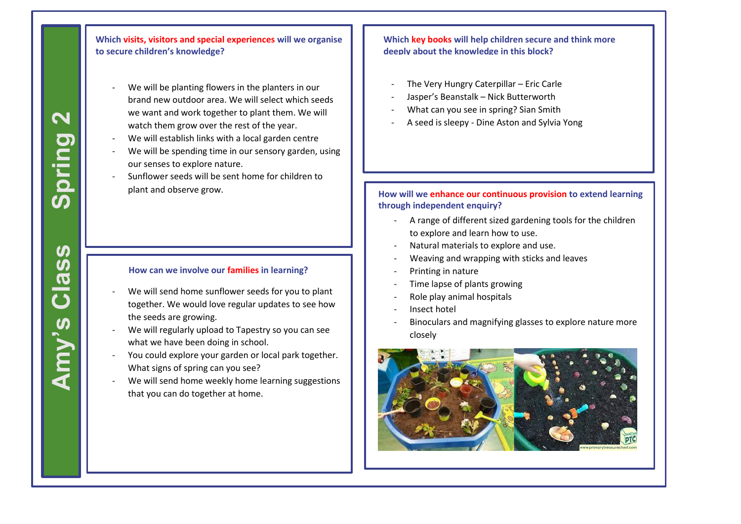# Amy's Class Spring 2

## Which visits, visitors and special experiences will we organise to secure children's knowledge?

- We will be planting flowers in the planters in our brand new outdoor area. We will select which seeds we want and work together to plant them. We will watch them grow over the rest of the year.
- We will establish links with a local garden centre
- We will be spending time in our sensory garden, using our senses to explore nature.
- Sunflower seeds will be sent home for children to plant and observe grow.

## How can we involve our families in learning?

- We will send home sunflower seeds for you to plant together. We would love regular updates to see how the seeds are growing.
- We will regularly upload to Tapestry so you can see what we have been doing in school.
- You could explore your garden or local park together. What signs of spring can you see?
- We will send home weekly home learning suggestions that you can do together at home.

## Which key books will help children secure and think more deeply about the knowledge in this block?

- The Very Hungry Caterpillar – Eric Carle
- Jasper's Beanstalk – Nick Butterworth
- What can you see in spring? Sian Smith
- A seed is sleepy - Dine Aston and Sylvia Yong

## How will we enhance our continuous provision to extend learning through independent enquiry?

- A range of different sized gardening tools for the children to explore and learn how to use.
- Natural materials to explore and use.
- Weaving and wrapping with sticks and leaves
- Printing in nature
- Time lapse of plants growing
- Role play animal hospitals
- Insect hotel
- Binoculars and magnifying glasses to explore nature more closely